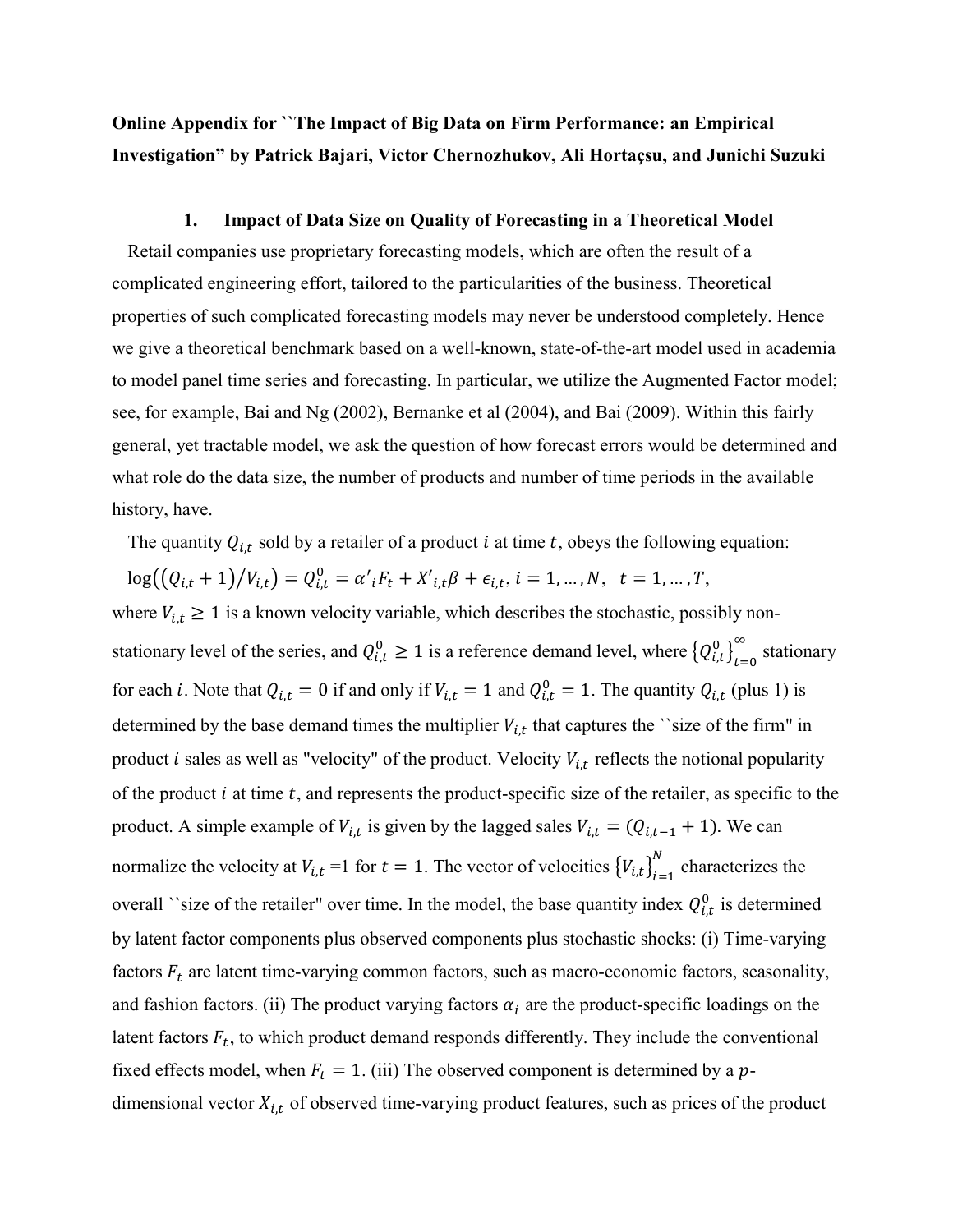**Online Appendix for ``The Impact of Big Data on Firm Performance: an Empirical Investigation" by Patrick Bajari, Victor Chernozhukov, Ali Hortaçsu, and Junichi Suzuki**

## 1. Impact of Data Size on Quality of Forecasting in a Theoretical Model

Retail companies use proprietary forecasting models, which are often the result of a complicated engineering effort, tailored to the particularities of the business. Theoretical properties of such complicated forecasting models may never be understood completely. Hence we give a theoretical benchmark based on a well-known, state-of-the-art model used in academia to model panel time series and forecasting. In particular, we utilize the Augmented Factor model; see, for example, Bai and Ng (2002), Bernanke et al (2004), and Bai (2009). Within this fairly general, yet tractable model, we ask the question of how forecast errors would be determined and what role do the data size, the number of products and number of time periods in the available history, have.

The quantity $Q_{i,t}$ sold by a retailer of a product $i$ at time $t$, obeys the following equation:

$$\log\left((Q_{i,t}+1)/V_{i,t}\right) = Q^0_{i,t} = \alpha'_i F_t + X'_{i,t}\beta + \epsilon_{i,t},\ i = 1, \dots, N,\ \ t = 1, \dots, T,$$

where $V_{i,t} \geq 1$ is a known velocity variable, which describes the stochastic, possibly non-stationary level of the series, and $Q^0_{i,t} \geq 1$ is a reference demand level, where $\{Q^0_{i,t}\}_{t=0}^{\infty}$ stationary for each $i$. Note that $Q_{i,t} = 0$ if and only if $V_{i,t} = 1$ and $Q^0_{i,t} = 1$. The quantity $Q_{i,t}$ (plus 1) is determined by the base demand times the multiplier $V_{i,t}$ that captures the ``size of the firm" in product $i$ sales as well as "velocity" of the product. Velocity $V_{i,t}$ reflects the notional popularity of the product $i$ at time $t$, and represents the product-specific size of the retailer, as specific to the product. A simple example of $V_{i,t}$ is given by the lagged sales $V_{i,t} = (Q_{i,t-1}+1)$. We can normalize the velocity at $V_{i,t}$ =1 for $t = 1$. The vector of velocities $\{V_{i,t}\}_{i=1}^{N}$ characterizes the overall ``size of the retailer" over time. In the model, the base quantity index $Q^0_{i,t}$ is determined by latent factor components plus observed components plus stochastic shocks: (i) Time-varying factors $F_t$ are latent time-varying common factors, such as macro-economic factors, seasonality, and fashion factors. (ii) The product varying factors $\alpha_i$ are the product-specific loadings on the latent factors $F_t$, to which product demand responds differently. They include the conventional fixed effects model, when $F_t = 1$. (iii) The observed component is determined by a $p$-dimensional vector $X_{i,t}$ of observed time-varying product features, such as prices of the product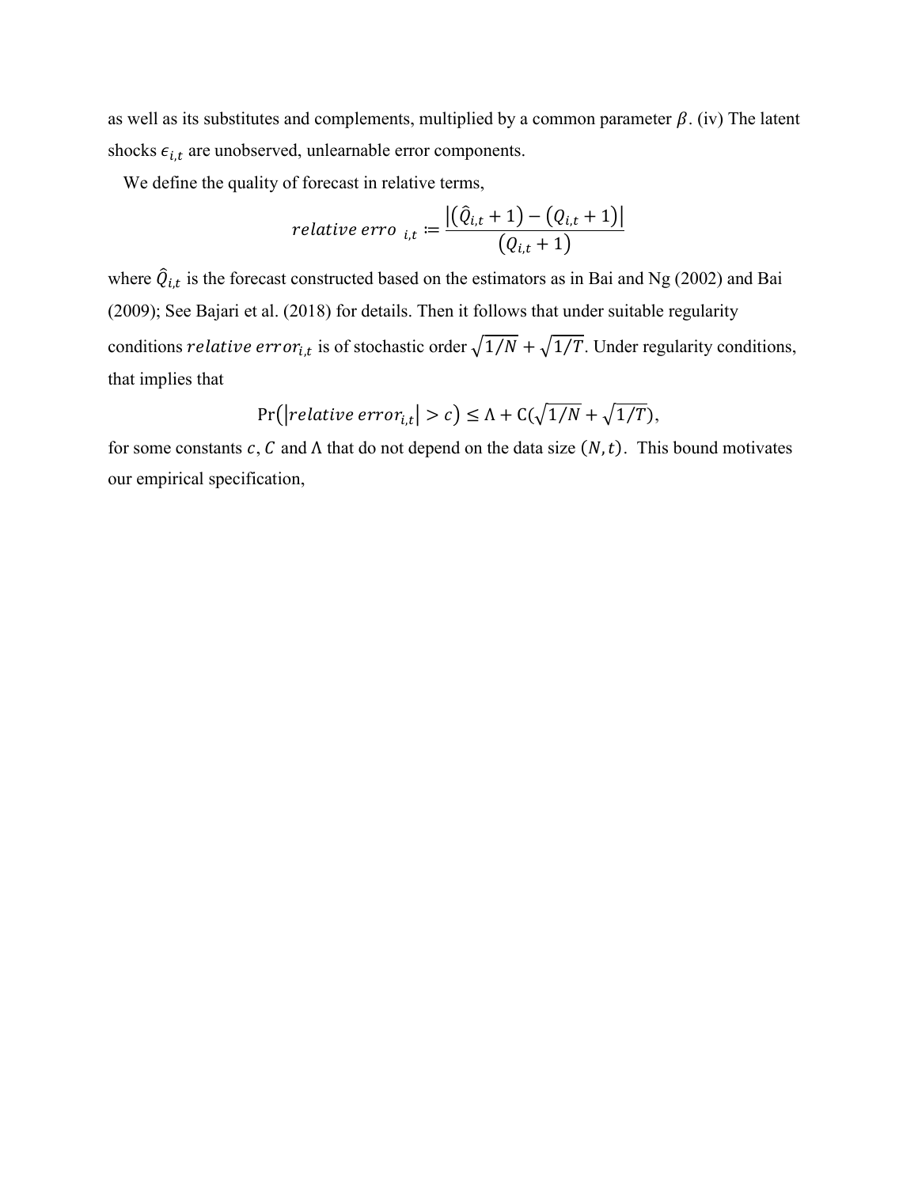as well as its substitutes and complements, multiplied by a common parameter $\beta$. (iv) The latent shocks $\epsilon_{i,t}$ are unobserved, unlearnable error components.

We define the quality of forecast in relative terms,

$$relative\ erro_{\ i,t} := \frac{\left|\left(\hat{Q}_{i,t}+1\right)-\left(Q_{i,t}+1\right)\right|}{\left(Q_{i,t}+1\right)}$$

where $\hat{Q}_{i,t}$ is the forecast constructed based on the estimators as in Bai and Ng (2002) and Bai (2009); See Bajari et al. (2018) for details. Then it follows that under suitable regularity conditions $relative\ error_{i,t}$ is of stochastic order $\sqrt{1/N}+\sqrt{1/T}$. Under regularity conditions, that implies that

$$\Pr\left(\left|relative\ error_{i,t}\right| > c\right) \leq \Lambda + \mathrm{C}(\sqrt{1/N}+\sqrt{1/T}),$$

for some constants $c$, $C$ and $\Lambda$ that do not depend on the data size $(N, t)$. This bound motivates our empirical specification,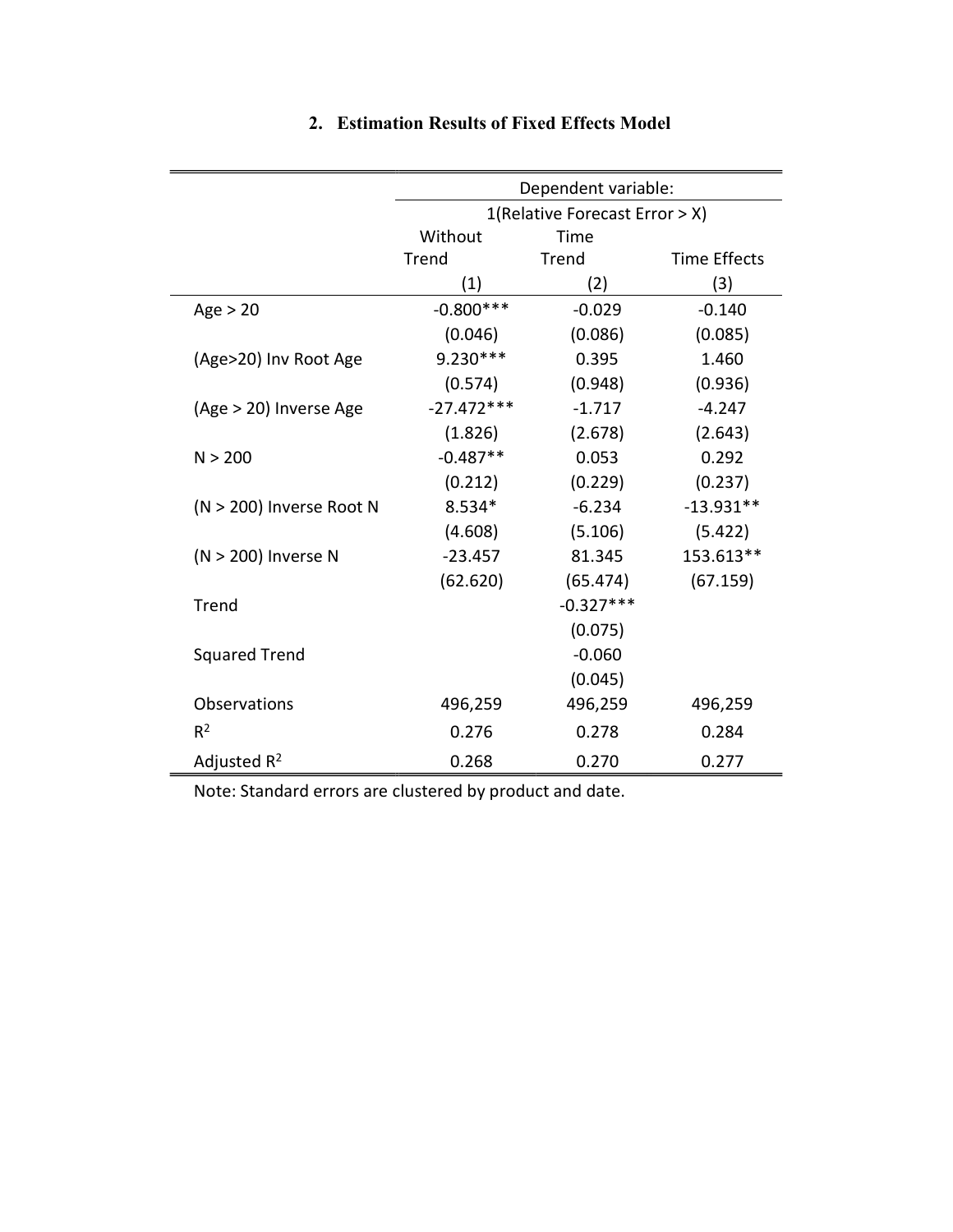## 2. Estimation Results of Fixed Effects Model

| | Dependent variable: | | |
|---|---|---|---|
| | 1(Relative Forecast Error > X) | | |
| | Without Trend | Time Trend | Time Effects |
| | (1) | (2) | (3) |
| Age > 20 | -0.800*** | -0.029 | -0.140 |
| | (0.046) | (0.086) | (0.085) |
| (Age>20) Inv Root Age | 9.230*** | 0.395 | 1.460 |
| | (0.574) | (0.948) | (0.936) |
| (Age > 20) Inverse Age | -27.472*** | -1.717 | -4.247 |
| | (1.826) | (2.678) | (2.643) |
| N > 200 | -0.487** | 0.053 | 0.292 |
| | (0.212) | (0.229) | (0.237) |
| (N > 200) Inverse Root N | 8.534* | -6.234 | -13.931** |
| | (4.608) | (5.106) | (5.422) |
| (N > 200) Inverse N | -23.457 | 81.345 | 153.613** |
| | (62.620) | (65.474) | (67.159) |
| Trend | | -0.327*** | |
| | | (0.075) | |
| Squared Trend | | -0.060 | |
| | | (0.045) | |
| Observations | 496,259 | 496,259 | 496,259 |
| $R^2$ | 0.276 | 0.278 | 0.284 |
| Adjusted $R^2$ | 0.268 | 0.270 | 0.277 |

Note: Standard errors are clustered by product and date.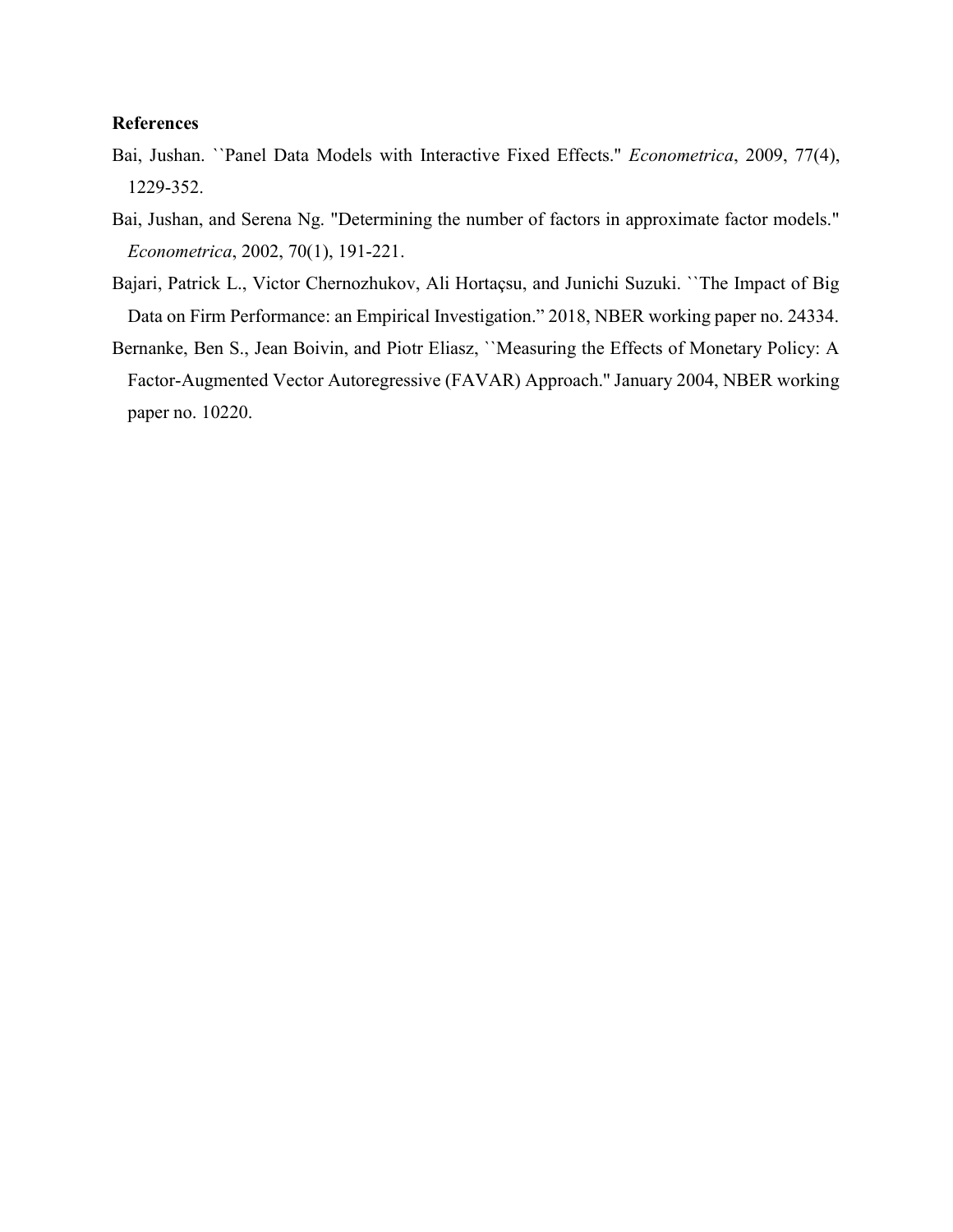**References**

Bai, Jushan. ``Panel Data Models with Interactive Fixed Effects." *Econometrica*, 2009, 77(4), 1229-352.

Bai, Jushan, and Serena Ng. "Determining the number of factors in approximate factor models." *Econometrica*, 2002, 70(1), 191-221.

Bajari, Patrick L., Victor Chernozhukov, Ali Hortaçsu, and Junichi Suzuki. ``The Impact of Big Data on Firm Performance: an Empirical Investigation." 2018, NBER working paper no. 24334.

Bernanke, Ben S., Jean Boivin, and Piotr Eliasz, ``Measuring the Effects of Monetary Policy: A Factor-Augmented Vector Autoregressive (FAVAR) Approach." January 2004, NBER working paper no. 10220.